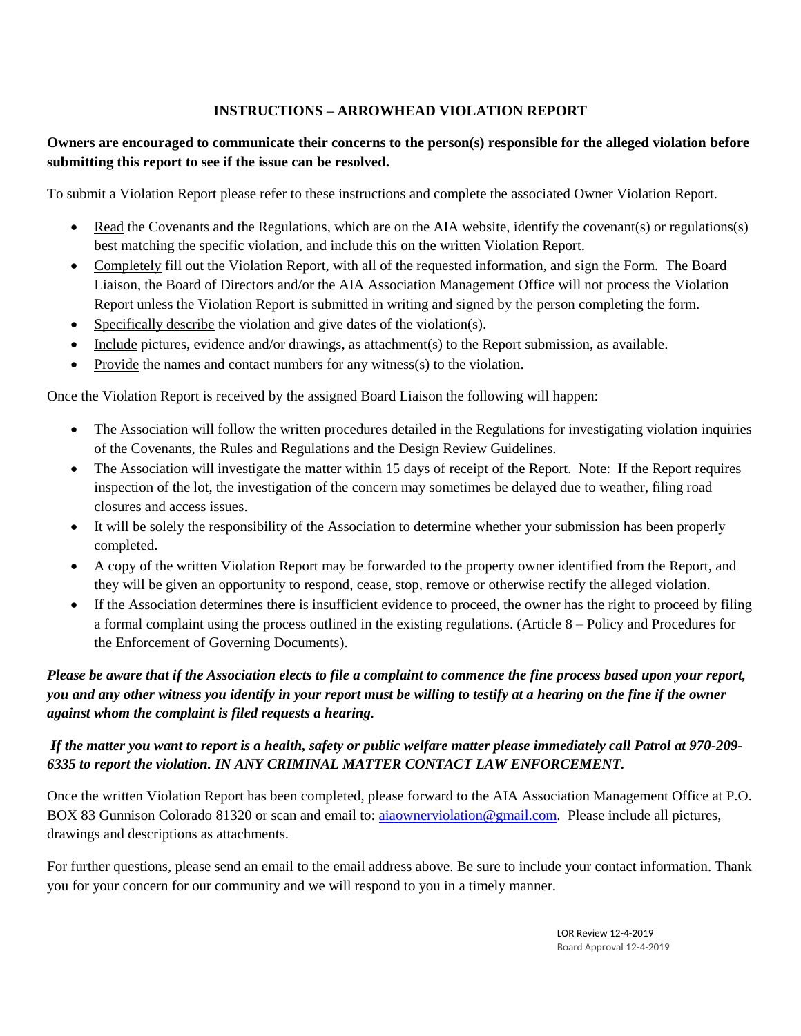# INSTRUCTIONS – ARROWHEAD VIOLATION REPORT

**Owners are encouraged to communicate their concerns to the person(s) responsible for the alleged violation before submitting this report to see if the issue can be resolved.**

To submit a Violation Report please refer to these instructions and complete the associated Owner Violation Report.

- Read the Covenants and the Regulations, which are on the AIA website, identify the covenant(s) or regulations(s) best matching the specific violation, and include this on the written Violation Report.
- Completely fill out the Violation Report, with all of the requested information, and sign the Form. The Board Liaison, the Board of Directors and/or the AIA Association Management Office will not process the Violation Report unless the Violation Report is submitted in writing and signed by the person completing the form.
- Specifically describe the violation and give dates of the violation(s).
- Include pictures, evidence and/or drawings, as attachment(s) to the Report submission, as available.
- Provide the names and contact numbers for any witness(s) to the violation.

Once the Violation Report is received by the assigned Board Liaison the following will happen:

- The Association will follow the written procedures detailed in the Regulations for investigating violation inquiries of the Covenants, the Rules and Regulations and the Design Review Guidelines.
- The Association will investigate the matter within 15 days of receipt of the Report. Note: If the Report requires inspection of the lot, the investigation of the concern may sometimes be delayed due to weather, filing road closures and access issues.
- It will be solely the responsibility of the Association to determine whether your submission has been properly completed.
- A copy of the written Violation Report may be forwarded to the property owner identified from the Report, and they will be given an opportunity to respond, cease, stop, remove or otherwise rectify the alleged violation.
- If the Association determines there is insufficient evidence to proceed, the owner has the right to proceed by filing a formal complaint using the process outlined in the existing regulations. (Article 8 – Policy and Procedures for the Enforcement of Governing Documents).

***Please be aware that if the Association elects to file a complaint to commence the fine process based upon your report, you and any other witness you identify in your report must be willing to testify at a hearing on the fine if the owner against whom the complaint is filed requests a hearing.***

***If the matter you want to report is a health, safety or public welfare matter please immediately call Patrol at 970-209-6335 to report the violation. IN ANY CRIMINAL MATTER CONTACT LAW ENFORCEMENT.***

Once the written Violation Report has been completed, please forward to the AIA Association Management Office at P.O. BOX 83 Gunnison Colorado 81320 or scan and email to: aiaownerviolation@gmail.com. Please include all pictures, drawings and descriptions as attachments.

For further questions, please send an email to the email address above. Be sure to include your contact information. Thank you for your concern for our community and we will respond to you in a timely manner.

LOR Review 12-4-2019
Board Approval 12-4-2019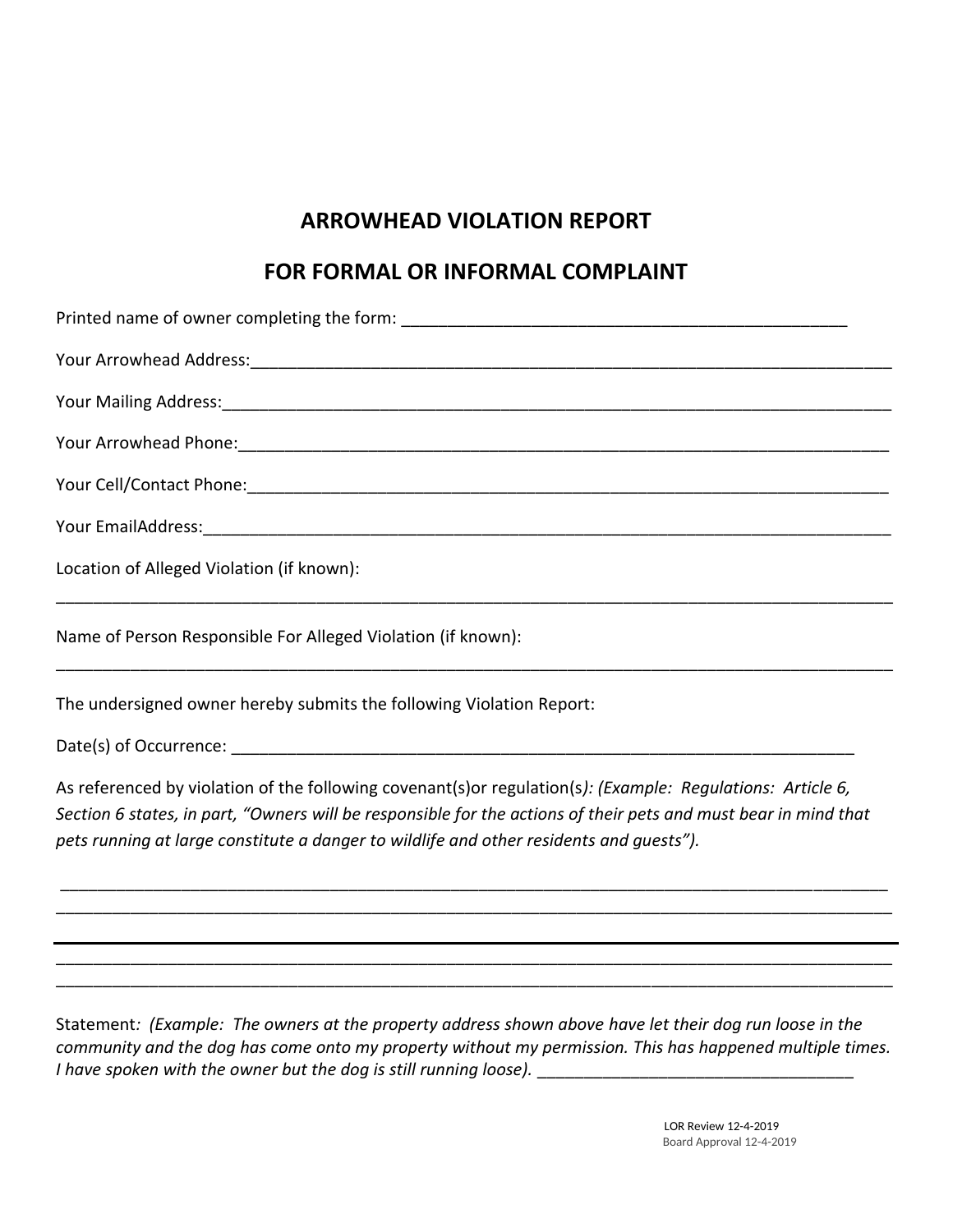# ARROWHEAD VIOLATION REPORT

# FOR FORMAL OR INFORMAL COMPLAINT

Printed name of owner completing the form: _______________________________________________

Your Arrowhead Address:_______________________________________________________________

Your Mailing Address:_________________________________________________________________

Your Arrowhead Phone:________________________________________________________________

Your Cell/Contact Phone:______________________________________________________________

Your EmailAddress:___________________________________________________________________

Location of Alleged Violation (if known):

_________________________________________________________________________________

Name of Person Responsible For Alleged Violation (if known):

_________________________________________________________________________________

The undersigned owner hereby submits the following Violation Report:

Date(s) of Occurrence: _________________________________________________________________

As referenced by violation of the following covenant(s)or regulation(s*): (Example: Regulations: Article 6, Section 6 states, in part, "Owners will be responsible for the actions of their pets and must bear in mind that pets running at large constitute a danger to wildlife and other residents and guests").*

_________________________________________________________________________________
_________________________________________________________________________________

_________________________________________________________________________________
_________________________________________________________________________________

Statement*: (Example: The owners at the property address shown above have let their dog run loose in the community and the dog has come onto my property without my permission. This has happened multiple times. I have spoken with the owner but the dog is still running loose).* ________________________________

LOR Review 12-4-2019
Board Approval 12-4-2019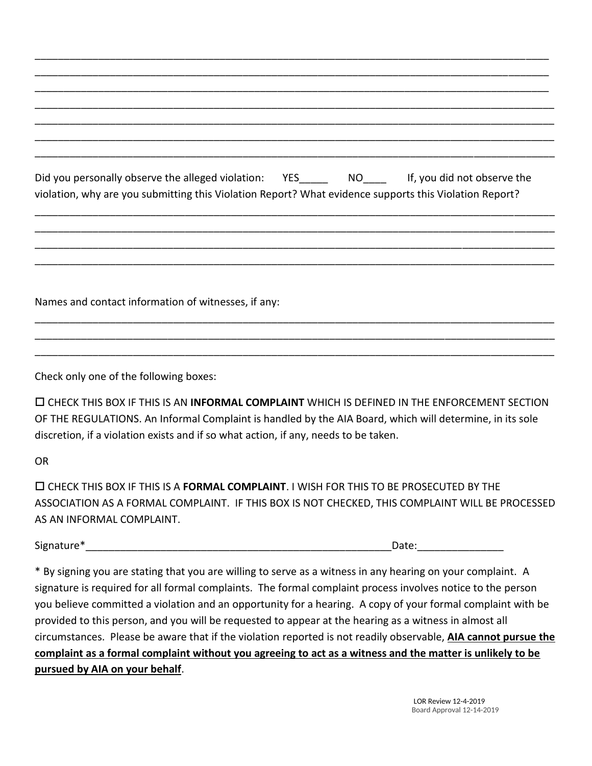\_\_\_\_\_\_\_\_\_\_\_\_\_\_\_\_\_\_\_\_\_\_\_\_\_\_\_\_\_\_\_\_\_\_\_\_\_\_\_\_\_\_\_\_\_\_\_\_\_\_\_\_\_\_\_\_\_\_\_\_\_\_\_\_\_\_\_\_\_\_\_\_\_\_\_\_\_\_\_\_\_\_\_\_\_\_\_\_

\_\_\_\_\_\_\_\_\_\_\_\_\_\_\_\_\_\_\_\_\_\_\_\_\_\_\_\_\_\_\_\_\_\_\_\_\_\_\_\_\_\_\_\_\_\_\_\_\_\_\_\_\_\_\_\_\_\_\_\_\_\_\_\_\_\_\_\_\_\_\_\_\_\_\_\_\_\_\_\_\_\_\_\_\_\_\_\_

\_\_\_\_\_\_\_\_\_\_\_\_\_\_\_\_\_\_\_\_\_\_\_\_\_\_\_\_\_\_\_\_\_\_\_\_\_\_\_\_\_\_\_\_\_\_\_\_\_\_\_\_\_\_\_\_\_\_\_\_\_\_\_\_\_\_\_\_\_\_\_\_\_\_\_\_\_\_\_\_\_\_\_\_\_\_\_\_

\_\_\_\_\_\_\_\_\_\_\_\_\_\_\_\_\_\_\_\_\_\_\_\_\_\_\_\_\_\_\_\_\_\_\_\_\_\_\_\_\_\_\_\_\_\_\_\_\_\_\_\_\_\_\_\_\_\_\_\_\_\_\_\_\_\_\_\_\_\_\_\_\_\_\_\_\_\_\_\_\_\_\_\_\_\_\_\_

\_\_\_\_\_\_\_\_\_\_\_\_\_\_\_\_\_\_\_\_\_\_\_\_\_\_\_\_\_\_\_\_\_\_\_\_\_\_\_\_\_\_\_\_\_\_\_\_\_\_\_\_\_\_\_\_\_\_\_\_\_\_\_\_\_\_\_\_\_\_\_\_\_\_\_\_\_\_\_\_\_\_\_\_\_\_\_\_

\_\_\_\_\_\_\_\_\_\_\_\_\_\_\_\_\_\_\_\_\_\_\_\_\_\_\_\_\_\_\_\_\_\_\_\_\_\_\_\_\_\_\_\_\_\_\_\_\_\_\_\_\_\_\_\_\_\_\_\_\_\_\_\_\_\_\_\_\_\_\_\_\_\_\_\_\_\_\_\_\_\_\_\_\_\_\_\_

\_\_\_\_\_\_\_\_\_\_\_\_\_\_\_\_\_\_\_\_\_\_\_\_\_\_\_\_\_\_\_\_\_\_\_\_\_\_\_\_\_\_\_\_\_\_\_\_\_\_\_\_\_\_\_\_\_\_\_\_\_\_\_\_\_\_\_\_\_\_\_\_\_\_\_\_\_\_\_\_\_\_\_\_\_\_\_\_

Did you personally observe the alleged violation: YES\_\_\_\_\_ NO\_\_\_\_ If, you did not observe the violation, why are you submitting this Violation Report? What evidence supports this Violation Report?

\_\_\_\_\_\_\_\_\_\_\_\_\_\_\_\_\_\_\_\_\_\_\_\_\_\_\_\_\_\_\_\_\_\_\_\_\_\_\_\_\_\_\_\_\_\_\_\_\_\_\_\_\_\_\_\_\_\_\_\_\_\_\_\_\_\_\_\_\_\_\_\_\_\_\_\_\_\_\_\_\_\_\_\_\_\_\_\_

\_\_\_\_\_\_\_\_\_\_\_\_\_\_\_\_\_\_\_\_\_\_\_\_\_\_\_\_\_\_\_\_\_\_\_\_\_\_\_\_\_\_\_\_\_\_\_\_\_\_\_\_\_\_\_\_\_\_\_\_\_\_\_\_\_\_\_\_\_\_\_\_\_\_\_\_\_\_\_\_\_\_\_\_\_\_\_\_

\_\_\_\_\_\_\_\_\_\_\_\_\_\_\_\_\_\_\_\_\_\_\_\_\_\_\_\_\_\_\_\_\_\_\_\_\_\_\_\_\_\_\_\_\_\_\_\_\_\_\_\_\_\_\_\_\_\_\_\_\_\_\_\_\_\_\_\_\_\_\_\_\_\_\_\_\_\_\_\_\_\_\_\_\_\_\_\_

\_\_\_\_\_\_\_\_\_\_\_\_\_\_\_\_\_\_\_\_\_\_\_\_\_\_\_\_\_\_\_\_\_\_\_\_\_\_\_\_\_\_\_\_\_\_\_\_\_\_\_\_\_\_\_\_\_\_\_\_\_\_\_\_\_\_\_\_\_\_\_\_\_\_\_\_\_\_\_\_\_\_\_\_\_\_\_\_

Names and contact information of witnesses, if any:

\_\_\_\_\_\_\_\_\_\_\_\_\_\_\_\_\_\_\_\_\_\_\_\_\_\_\_\_\_\_\_\_\_\_\_\_\_\_\_\_\_\_\_\_\_\_\_\_\_\_\_\_\_\_\_\_\_\_\_\_\_\_\_\_\_\_\_\_\_\_\_\_\_\_\_\_\_\_\_\_\_\_\_\_\_\_\_\_

\_\_\_\_\_\_\_\_\_\_\_\_\_\_\_\_\_\_\_\_\_\_\_\_\_\_\_\_\_\_\_\_\_\_\_\_\_\_\_\_\_\_\_\_\_\_\_\_\_\_\_\_\_\_\_\_\_\_\_\_\_\_\_\_\_\_\_\_\_\_\_\_\_\_\_\_\_\_\_\_\_\_\_\_\_\_\_\_

\_\_\_\_\_\_\_\_\_\_\_\_\_\_\_\_\_\_\_\_\_\_\_\_\_\_\_\_\_\_\_\_\_\_\_\_\_\_\_\_\_\_\_\_\_\_\_\_\_\_\_\_\_\_\_\_\_\_\_\_\_\_\_\_\_\_\_\_\_\_\_\_\_\_\_\_\_\_\_\_\_\_\_\_\_\_\_\_

Check only one of the following boxes:

☐ CHECK THIS BOX IF THIS IS AN **INFORMAL COMPLAINT** WHICH IS DEFINED IN THE ENFORCEMENT SECTION OF THE REGULATIONS. An Informal Complaint is handled by the AIA Board, which will determine, in its sole discretion, if a violation exists and if so what action, if any, needs to be taken.

OR

☐ CHECK THIS BOX IF THIS IS A **FORMAL COMPLAINT**. I WISH FOR THIS TO BE PROSECUTED BY THE ASSOCIATION AS A FORMAL COMPLAINT. IF THIS BOX IS NOT CHECKED, THIS COMPLAINT WILL BE PROCESSED AS AN INFORMAL COMPLAINT.

Signature*\_\_\_\_\_\_\_\_\_\_\_\_\_\_\_\_\_\_\_\_\_\_\_\_\_\_\_\_\_\_\_\_\_\_\_\_\_\_\_\_\_\_\_\_\_\_\_\_\_\_\_\_\_Date:\_\_\_\_\_\_\_\_\_\_\_\_\_\_\_

* By signing you are stating that you are willing to serve as a witness in any hearing on your complaint. A signature is required for all formal complaints. The formal complaint process involves notice to the person you believe committed a violation and an opportunity for a hearing. A copy of your formal complaint with be provided to this person, and you will be requested to appear at the hearing as a witness in almost all circumstances. Please be aware that if the violation reported is not readily observable, **<u>AIA cannot pursue the complaint as a formal complaint without you agreeing to act as a witness and the matter is unlikely to be pursued by AIA on your behalf</u>**.

LOR Review 12-4-2019
Board Approval 12-14-2019